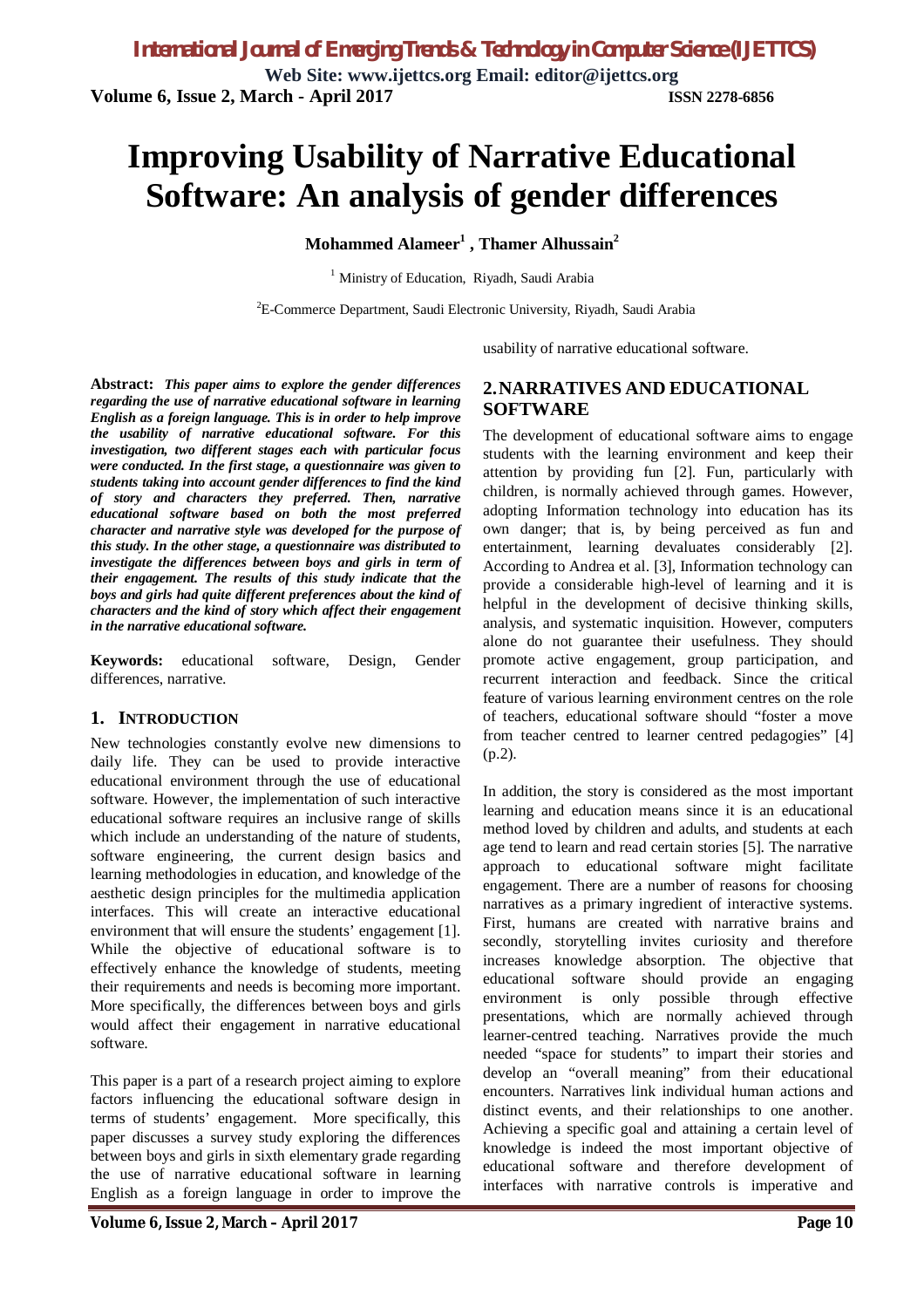# Improving Usability of Narrative Educational Software: An analysis of gender differences

**Mohammed Alameer[1], Thamer Alhussain[2]**

[1] Ministry of Education, Riyadh, Saudi Arabia

[2] E-Commerce Department, Saudi Electronic University, Riyadh, Saudi Arabia

**Abstract:** ***This paper aims to explore the gender differences regarding the use of narrative educational software in learning English as a foreign language. This is in order to help improve the usability of narrative educational software. For this investigation, two different stages each with particular focus were conducted. In the first stage, a questionnaire was given to students taking into account gender differences to find the kind of story and characters they preferred. Then, narrative educational software based on both the most preferred character and narrative style was developed for the purpose of this study. In the other stage, a questionnaire was distributed to investigate the differences between boys and girls in term of their engagement. The results of this study indicate that the boys and girls had quite different preferences about the kind of characters and the kind of story which affect their engagement in the narrative educational software.***

**Keywords:** educational software, Design, Gender differences, narrative.

## 1. INTRODUCTION

New technologies constantly evolve new dimensions to daily life. They can be used to provide interactive educational environment through the use of educational software. However, the implementation of such interactive educational software requires an inclusive range of skills which include an understanding of the nature of students, software engineering, the current design basics and learning methodologies in education, and knowledge of the aesthetic design principles for the multimedia application interfaces. This will create an interactive educational environment that will ensure the students' engagement [1]. While the objective of educational software is to effectively enhance the knowledge of students, meeting their requirements and needs is becoming more important. More specifically, the differences between boys and girls would affect their engagement in narrative educational software.

This paper is a part of a research project aiming to explore factors influencing the educational software design in terms of students' engagement. More specifically, this paper discusses a survey study exploring the differences between boys and girls in sixth elementary grade regarding the use of narrative educational software in learning English as a foreign language in order to improve the usability of narrative educational software.

## 2. NARRATIVES AND EDUCATIONAL SOFTWARE

The development of educational software aims to engage students with the learning environment and keep their attention by providing fun [2]. Fun, particularly with children, is normally achieved through games. However, adopting Information technology into education has its own danger; that is, by being perceived as fun and entertainment, learning devaluates considerably [2]. According to Andrea et al. [3], Information technology can provide a considerable high-level of learning and it is helpful in the development of decisive thinking skills, analysis, and systematic inquisition. However, computers alone do not guarantee their usefulness. They should promote active engagement, group participation, and recurrent interaction and feedback. Since the critical feature of various learning environment centres on the role of teachers, educational software should "foster a move from teacher centred to learner centred pedagogies" [4] (p.2).

In addition, the story is considered as the most important learning and education means since it is an educational method loved by children and adults, and students at each age tend to learn and read certain stories [5]. The narrative approach to educational software might facilitate engagement. There are a number of reasons for choosing narratives as a primary ingredient of interactive systems. First, humans are created with narrative brains and secondly, storytelling invites curiosity and therefore increases knowledge absorption. The objective that educational software should provide an engaging environment is only possible through effective presentations, which are normally achieved through learner-centred teaching. Narratives provide the much needed "space for students" to impart their stories and develop an "overall meaning" from their educational encounters. Narratives link individual human actions and distinct events, and their relationships to one another. Achieving a specific goal and attaining a certain level of knowledge is indeed the most important objective of educational software and therefore development of interfaces with narrative controls is imperative and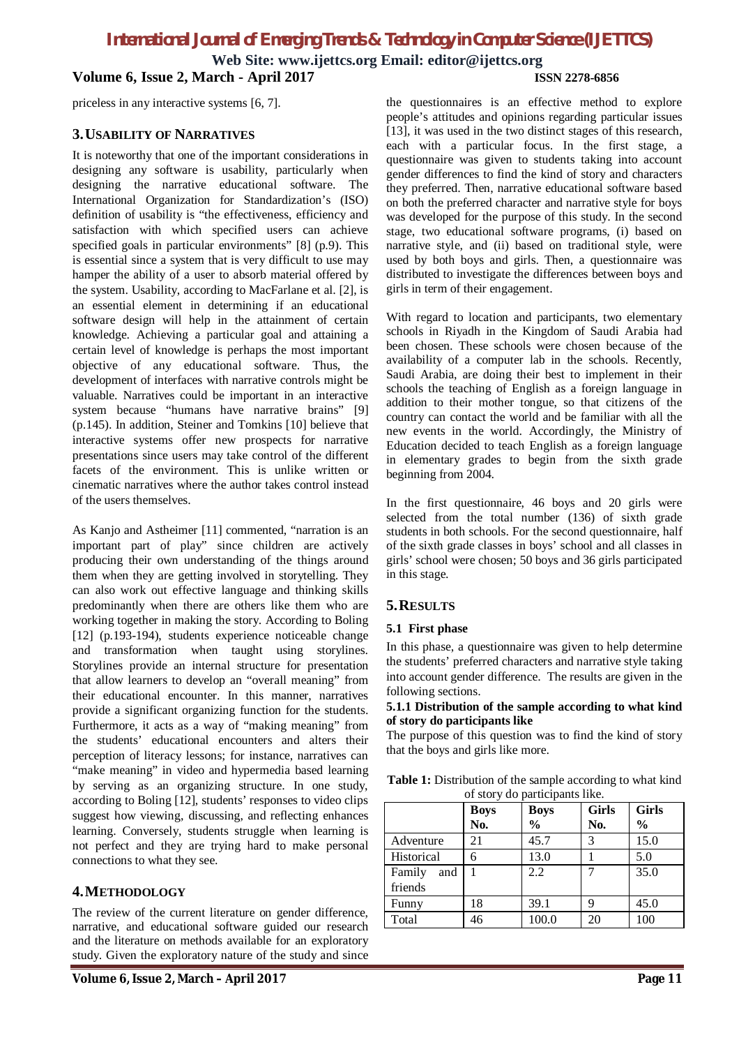priceless in any interactive systems [6, 7].

## 3. Usability of Narratives

It is noteworthy that one of the important considerations in designing any software is usability, particularly when designing the narrative educational software. The International Organization for Standardization's (ISO) definition of usability is "the effectiveness, efficiency and satisfaction with which specified users can achieve specified goals in particular environments" [8] (p.9). This is essential since a system that is very difficult to use may hamper the ability of a user to absorb material offered by the system. Usability, according to MacFarlane et al. [2], is an essential element in determining if an educational software design will help in the attainment of certain knowledge. Achieving a particular goal and attaining a certain level of knowledge is perhaps the most important objective of any educational software. Thus, the development of interfaces with narrative controls might be valuable. Narratives could be important in an interactive system because "humans have narrative brains" [9] (p.145). In addition, Steiner and Tomkins [10] believe that interactive systems offer new prospects for narrative presentations since users may take control of the different facets of the environment. This is unlike written or cinematic narratives where the author takes control instead of the users themselves.

As Kanjo and Astheimer [11] commented, "narration is an important part of play" since children are actively producing their own understanding of the things around them when they are getting involved in storytelling. They can also work out effective language and thinking skills predominantly when there are others like them who are working together in making the story. According to Boling [12] (p.193-194), students experience noticeable change and transformation when taught using storylines. Storylines provide an internal structure for presentation that allow learners to develop an "overall meaning" from their educational encounter. In this manner, narratives provide a significant organizing function for the students. Furthermore, it acts as a way of "making meaning" from the students' educational encounters and alters their perception of literacy lessons; for instance, narratives can "make meaning" in video and hypermedia based learning by serving as an organizing structure. In one study, according to Boling [12], students' responses to video clips suggest how viewing, discussing, and reflecting enhances learning. Conversely, students struggle when learning is not perfect and they are trying hard to make personal connections to what they see.

## 4. Methodology

The review of the current literature on gender difference, narrative, and educational software guided our research and the literature on methods available for an exploratory study. Given the exploratory nature of the study and since the questionnaires is an effective method to explore people's attitudes and opinions regarding particular issues [13], it was used in the two distinct stages of this research, each with a particular focus. In the first stage, a questionnaire was given to students taking into account gender differences to find the kind of story and characters they preferred. Then, narrative educational software based on both the preferred character and narrative style for boys was developed for the purpose of this study. In the second stage, two educational software programs, (i) based on narrative style, and (ii) based on traditional style, were used by both boys and girls. Then, a questionnaire was distributed to investigate the differences between boys and girls in term of their engagement.

With regard to location and participants, two elementary schools in Riyadh in the Kingdom of Saudi Arabia had been chosen. These schools were chosen because of the availability of a computer lab in the schools. Recently, Saudi Arabia, are doing their best to implement in their schools the teaching of English as a foreign language in addition to their mother tongue, so that citizens of the country can contact the world and be familiar with all the new events in the world. Accordingly, the Ministry of Education decided to teach English as a foreign language in elementary grades to begin from the sixth grade beginning from 2004.

In the first questionnaire, 46 boys and 20 girls were selected from the total number (136) of sixth grade students in both schools. For the second questionnaire, half of the sixth grade classes in boys' school and all classes in girls' school were chosen; 50 boys and 36 girls participated in this stage.

## 5. Results

### 5.1 First phase

In this phase, a questionnaire was given to help determine the students' preferred characters and narrative style taking into account gender difference. The results are given in the following sections.

#### 5.1.1 Distribution of the sample according to what kind of story do participants like

The purpose of this question was to find the kind of story that the boys and girls like more.

**Table 1:** Distribution of the sample according to what kind of story do participants like.

| | Boys No. | Boys % | Girls No. | Girls % |
|---|---|---|---|---|
| Adventure | 21 | 45.7 | 3 | 15.0 |
| Historical | 6 | 13.0 | 1 | 5.0 |
| Family and friends | 1 | 2.2 | 7 | 35.0 |
| Funny | 18 | 39.1 | 9 | 45.0 |
| Total | 46 | 100.0 | 20 | 100 |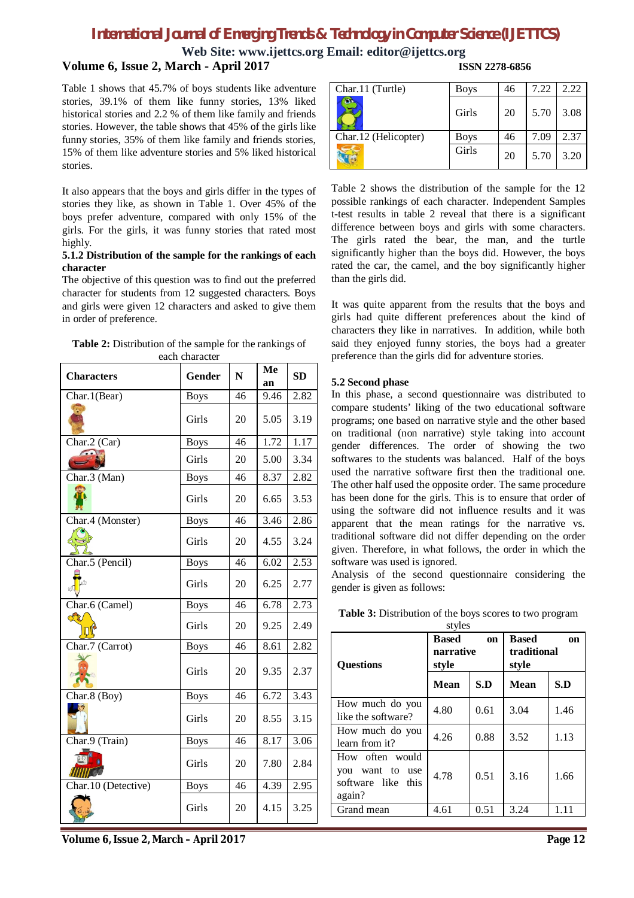Table 1 shows that 45.7% of boys students like adventure stories, 39.1% of them like funny stories, 13% liked historical stories and 2.2 % of them like family and friends stories. However, the table shows that 45% of the girls like funny stories, 35% of them like family and friends stories, 15% of them like adventure stories and 5% liked historical stories.

It also appears that the boys and girls differ in the types of stories they like, as shown in Table 1. Over 45% of the boys prefer adventure, compared with only 15% of the girls. For the girls, it was funny stories that rated most highly.

### 5.1.2 Distribution of the sample for the rankings of each character

The objective of this question was to find out the preferred character for students from 12 suggested characters. Boys and girls were given 12 characters and asked to give them in order of preference.

**Table 2:** Distribution of the sample for the rankings of each character

| Characters | Gender | N | Mean | SD |
|---|---|---|---|---|
| Char.1(Bear) | Boys | 46 | 9.46 | 2.82 |
| | Girls | 20 | 5.05 | 3.19 |
| Char.2 (Car) | Boys | 46 | 1.72 | 1.17 |
| | Girls | 20 | 5.00 | 3.34 |
| Char.3 (Man) | Boys | 46 | 8.37 | 2.82 |
| | Girls | 20 | 6.65 | 3.53 |
| Char.4 (Monster) | Boys | 46 | 3.46 | 2.86 |
| | Girls | 20 | 4.55 | 3.24 |
| Char.5 (Pencil) | Boys | 46 | 6.02 | 2.53 |
| | Girls | 20 | 6.25 | 2.77 |
| Char.6 (Camel) | Boys | 46 | 6.78 | 2.73 |
| | Girls | 20 | 9.25 | 2.49 |
| Char.7 (Carrot) | Boys | 46 | 8.61 | 2.82 |
| | Girls | 20 | 9.35 | 2.37 |
| Char.8 (Boy) | Boys | 46 | 6.72 | 3.43 |
| | Girls | 20 | 8.55 | 3.15 |
| Char.9 (Train) | Boys | 46 | 8.17 | 3.06 |
| | Girls | 20 | 7.80 | 2.84 |
| Char.10 (Detective) | Boys | 46 | 4.39 | 2.95 |
| | Girls | 20 | 4.15 | 3.25 |
| Char.11 (Turtle) | Boys | 46 | 7.22 | 2.22 |
| | Girls | 20 | 5.70 | 3.08 |
| Char.12 (Helicopter) | Boys | 46 | 7.09 | 2.37 |
| | Girls | 20 | 5.70 | 3.20 |

Table 2 shows the distribution of the sample for the 12 possible rankings of each character. Independent Samples t-test results in table 2 reveal that there is a significant difference between boys and girls with some characters. The girls rated the bear, the man, and the turtle significantly higher than the boys did. However, the boys rated the car, the camel, and the boy significantly higher than the girls did.

It was quite apparent from the results that the boys and girls had quite different preferences about the kind of characters they like in narratives. In addition, while both said they enjoyed funny stories, the boys had a greater preference than the girls did for adventure stories.

## 5.2 Second phase

In this phase, a second questionnaire was distributed to compare students' liking of the two educational software programs; one based on narrative style and the other based on traditional (non narrative) style taking into account gender differences. The order of showing the two softwares to the students was balanced. Half of the boys used the narrative software first then the traditional one. The other half used the opposite order. The same procedure has been done for the girls. This is to ensure that order of using the software did not influence results and it was apparent that the mean ratings for the narrative vs. traditional software did not differ depending on the order given. Therefore, in what follows, the order in which the software was used is ignored.

Analysis of the second questionnaire considering the gender is given as follows:

**Table 3:** Distribution of the boys scores to two program styles

| Questions | Based on narrative style | | Based on traditional style | |
|---|---|---|---|---|
| | Mean | S.D | Mean | S.D |
| How much do you like the software? | 4.80 | 0.61 | 3.04 | 1.46 |
| How much do you learn from it? | 4.26 | 0.88 | 3.52 | 1.13 |
| How often would you want to use software like this again? | 4.78 | 0.51 | 3.16 | 1.66 |
| Grand mean | 4.61 | 0.51 | 3.24 | 1.11 |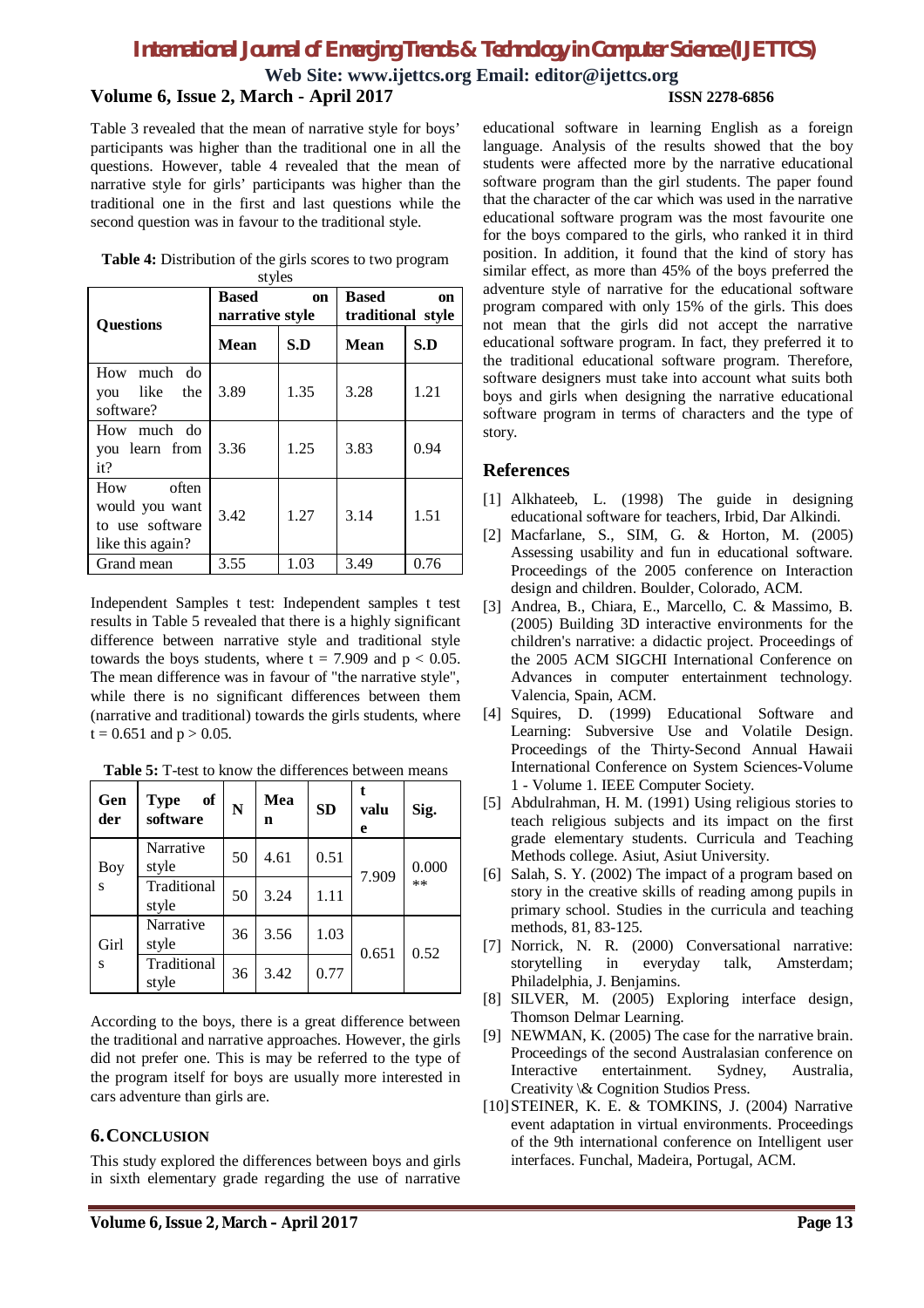Table 3 revealed that the mean of narrative style for boys' participants was higher than the traditional one in all the questions. However, table 4 revealed that the mean of narrative style for girls' participants was higher than the traditional one in the first and last questions while the second question was in favour to the traditional style.

**Table 4:** Distribution of the girls scores to two program styles

| Questions | Based on narrative style | | Based on traditional style | |
|---|---|---|---|---|
| | Mean | S.D | Mean | S.D |
| How much do you like the software? | 3.89 | 1.35 | 3.28 | 1.21 |
| How much do you learn from it? | 3.36 | 1.25 | 3.83 | 0.94 |
| How often would you want to use software like this again? | 3.42 | 1.27 | 3.14 | 1.51 |
| Grand mean | 3.55 | 1.03 | 3.49 | 0.76 |

Independent Samples t test: Independent samples t test results in Table 5 revealed that there is a highly significant difference between narrative style and traditional style towards the boys students, where $t = 7.909$ and $p < 0.05$. The mean difference was in favour of "the narrative style", while there is no significant differences between them (narrative and traditional) towards the girls students, where $t = 0.651$ and $p > 0.05$.

**Table 5:** T-test to know the differences between means

| Gender | Type of software | N | Mean | SD | t value | Sig. |
|---|---|---|---|---|---|---|
| Boys | Narrative style | 50 | 4.61 | 0.51 | 7.909 | 0.000 ** |
| | Traditional style | 50 | 3.24 | 1.11 | | |
| Girls | Narrative style | 36 | 3.56 | 1.03 | 0.651 | 0.52 |
| | Traditional style | 36 | 3.42 | 0.77 | | |

According to the boys, there is a great difference between the traditional and narrative approaches. However, the girls did not prefer one. This is may be referred to the type of the program itself for boys are usually more interested in cars adventure than girls are.

## 6. CONCLUSION

This study explored the differences between boys and girls in sixth elementary grade regarding the use of narrative educational software in learning English as a foreign language. Analysis of the results showed that the boy students were affected more by the narrative educational software program than the girl students. The paper found that the character of the car which was used in the narrative educational software program was the most favourite one for the boys compared to the girls, who ranked it in third position. In addition, it found that the kind of story has similar effect, as more than 45% of the boys preferred the adventure style of narrative for the educational software program compared with only 15% of the girls. This does not mean that the girls did not accept the narrative educational software program. In fact, they preferred it to the traditional educational software program. Therefore, software designers must take into account what suits both boys and girls when designing the narrative educational software program in terms of characters and the type of story.

## References

[1] Alkhateeb, L. (1998) The guide in designing educational software for teachers, Irbid, Dar Alkindi.

[2] Macfarlane, S., SIM, G. & Horton, M. (2005) Assessing usability and fun in educational software. Proceedings of the 2005 conference on Interaction design and children. Boulder, Colorado, ACM.

[3] Andrea, B., Chiara, E., Marcello, C. & Massimo, B. (2005) Building 3D interactive environments for the children's narrative: a didactic project. Proceedings of the 2005 ACM SIGCHI International Conference on Advances in computer entertainment technology. Valencia, Spain, ACM.

[4] Squires, D. (1999) Educational Software and Learning: Subversive Use and Volatile Design. Proceedings of the Thirty-Second Annual Hawaii International Conference on System Sciences-Volume 1 - Volume 1. IEEE Computer Society.

[5] Abdulrahman, H. M. (1991) Using religious stories to teach religious subjects and its impact on the first grade elementary students. Curricula and Teaching Methods college. Asiut, Asiut University.

[6] Salah, S. Y. (2002) The impact of a program based on story in the creative skills of reading among pupils in primary school. Studies in the curricula and teaching methods, 81, 83-125.

[7] Norrick, N. R. (2000) Conversational narrative: storytelling in everyday talk, Amsterdam; Philadelphia, J. Benjamins.

[8] SILVER, M. (2005) Exploring interface design, Thomson Delmar Learning.

[9] NEWMAN, K. (2005) The case for the narrative brain. Proceedings of the second Australasian conference on Interactive entertainment. Sydney, Australia, Creativity \& Cognition Studios Press.

[10] STEINER, K. E. & TOMKINS, J. (2004) Narrative event adaptation in virtual environments. Proceedings of the 9th international conference on Intelligent user interfaces. Funchal, Madeira, Portugal, ACM.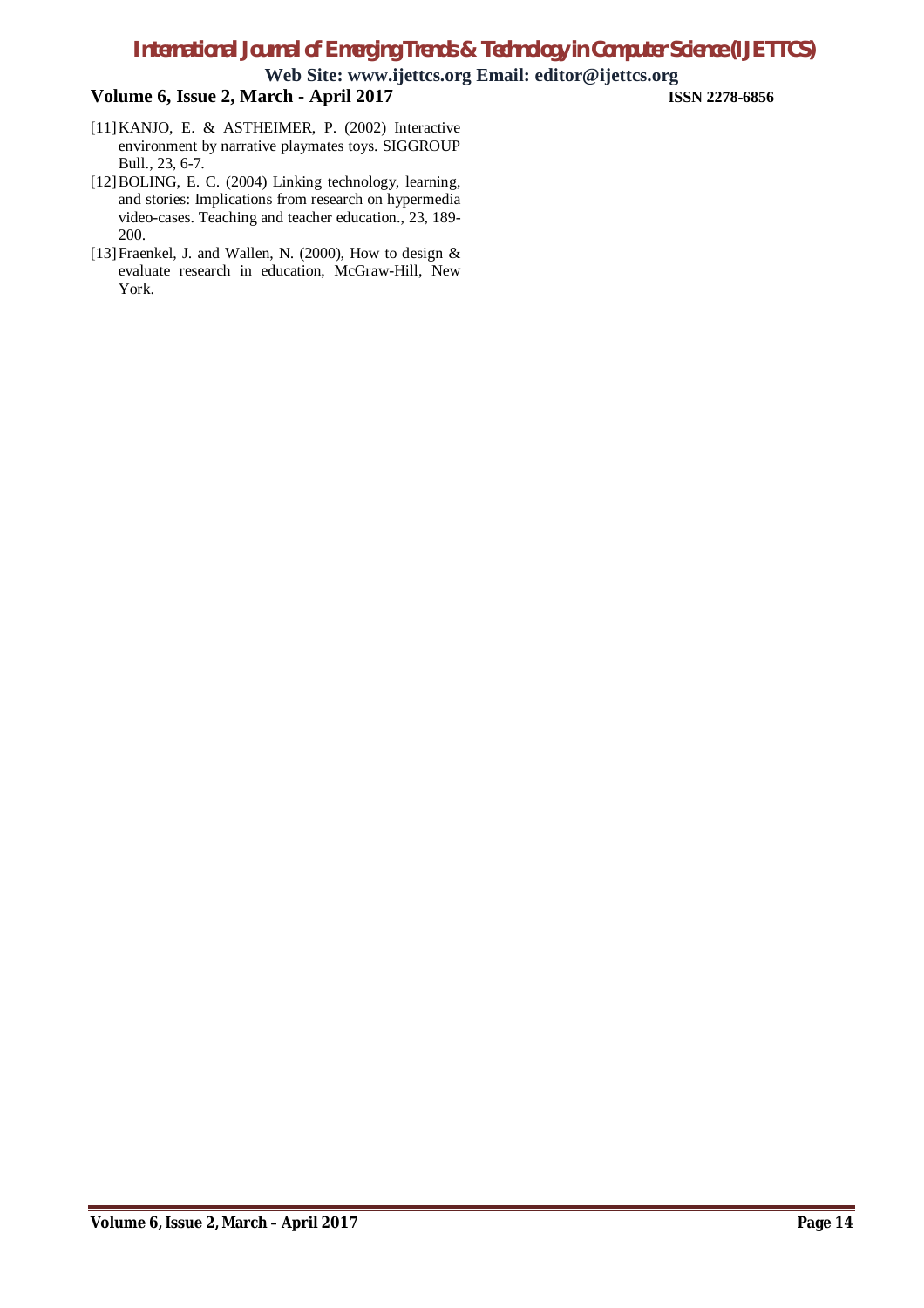[11] KANJO, E. & ASTHEIMER, P. (2002) Interactive environment by narrative playmates toys. SIGGROUP Bull., 23, 6-7.

[12] BOLING, E. C. (2004) Linking technology, learning, and stories: Implications from research on hypermedia video-cases. Teaching and teacher education., 23, 189-200.

[13] Fraenkel, J. and Wallen, N. (2000), How to design & evaluate research in education, McGraw-Hill, New York.